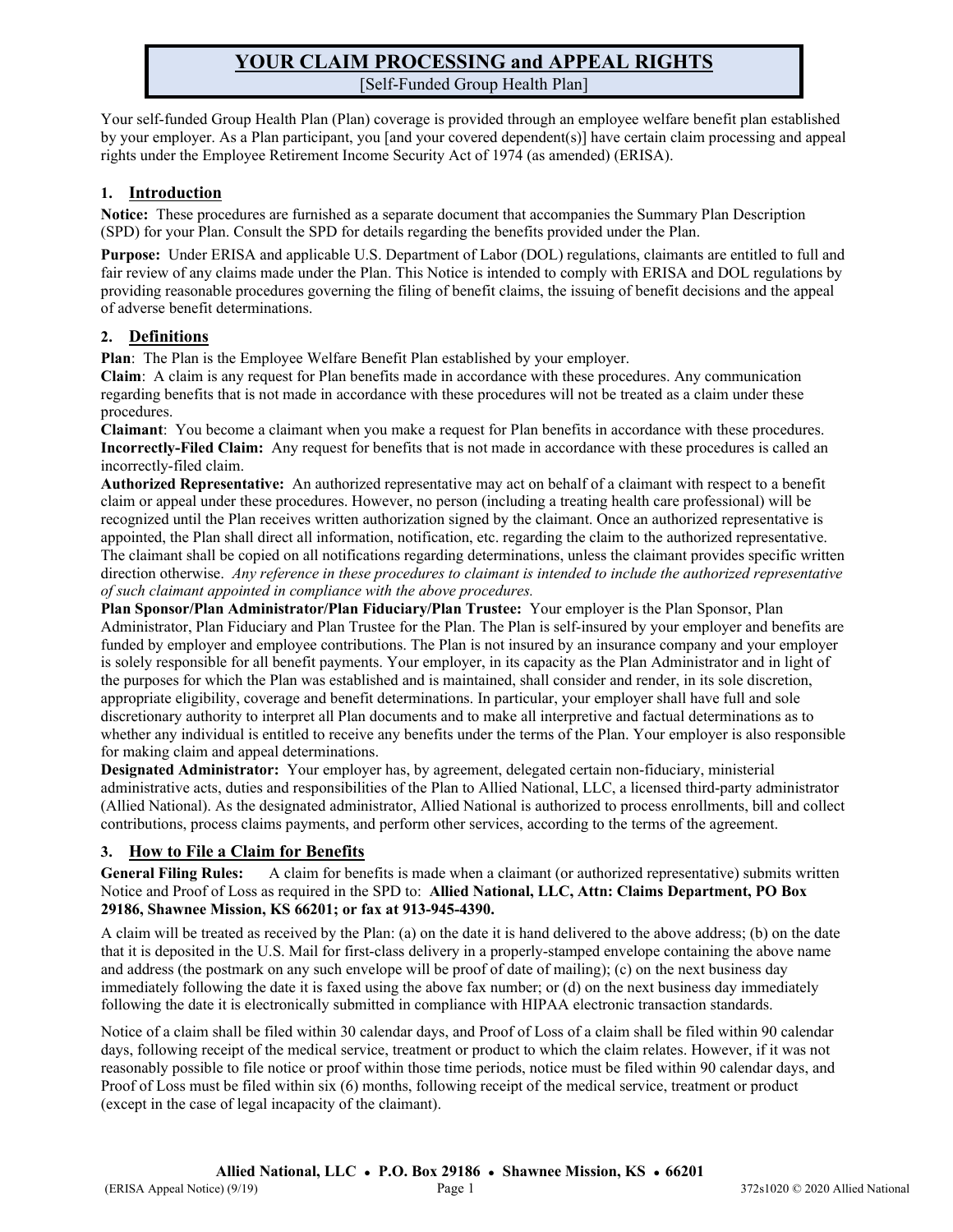# YOUR CLAIM PROCESSING and APPEAL RIGHTS

[Self-Funded Group Health Plan]

Your self-funded Group Health Plan (Plan) coverage is provided through an employee welfare benefit plan established by your employer. As a Plan participant, you [and your covered dependent(s)] have certain claim processing and appeal rights under the Employee Retirement Income Security Act of 1974 (as amended) (ERISA).

## 1. Introduction

**Notice:** These procedures are furnished as a separate document that accompanies the Summary Plan Description (SPD) for your Plan. Consult the SPD for details regarding the benefits provided under the Plan.

**Purpose:** Under ERISA and applicable U.S. Department of Labor (DOL) regulations, claimants are entitled to full and fair review of any claims made under the Plan. This Notice is intended to comply with ERISA and DOL regulations by providing reasonable procedures governing the filing of benefit claims, the issuing of benefit decisions and the appeal of adverse benefit determinations.

## 2. Definitions

**Plan**: The Plan is the Employee Welfare Benefit Plan established by your employer.

**Claim**: A claim is any request for Plan benefits made in accordance with these procedures. Any communication regarding benefits that is not made in accordance with these procedures will not be treated as a claim under these procedures.

**Claimant**: You become a claimant when you make a request for Plan benefits in accordance with these procedures.

**Incorrectly-Filed Claim:** Any request for benefits that is not made in accordance with these procedures is called an incorrectly-filed claim.

**Authorized Representative:** An authorized representative may act on behalf of a claimant with respect to a benefit claim or appeal under these procedures. However, no person (including a treating health care professional) will be recognized until the Plan receives written authorization signed by the claimant. Once an authorized representative is appointed, the Plan shall direct all information, notification, etc. regarding the claim to the authorized representative. The claimant shall be copied on all notifications regarding determinations, unless the claimant provides specific written direction otherwise. *Any reference in these procedures to claimant is intended to include the authorized representative of such claimant appointed in compliance with the above procedures.*

**Plan Sponsor/Plan Administrator/Plan Fiduciary/Plan Trustee:** Your employer is the Plan Sponsor, Plan Administrator, Plan Fiduciary and Plan Trustee for the Plan. The Plan is self-insured by your employer and benefits are funded by employer and employee contributions. The Plan is not insured by an insurance company and your employer is solely responsible for all benefit payments. Your employer, in its capacity as the Plan Administrator and in light of the purposes for which the Plan was established and is maintained, shall consider and render, in its sole discretion, appropriate eligibility, coverage and benefit determinations. In particular, your employer shall have full and sole discretionary authority to interpret all Plan documents and to make all interpretive and factual determinations as to whether any individual is entitled to receive any benefits under the terms of the Plan. Your employer is also responsible for making claim and appeal determinations.

**Designated Administrator:** Your employer has, by agreement, delegated certain non-fiduciary, ministerial administrative acts, duties and responsibilities of the Plan to Allied National, LLC, a licensed third-party administrator (Allied National). As the designated administrator, Allied National is authorized to process enrollments, bill and collect contributions, process claims payments, and perform other services, according to the terms of the agreement.

## 3. How to File a Claim for Benefits

**General Filing Rules:** A claim for benefits is made when a claimant (or authorized representative) submits written Notice and Proof of Loss as required in the SPD to: **Allied National, LLC, Attn: Claims Department, PO Box 29186, Shawnee Mission, KS 66201; or fax at 913-945-4390.**

A claim will be treated as received by the Plan: (a) on the date it is hand delivered to the above address; (b) on the date that it is deposited in the U.S. Mail for first-class delivery in a properly-stamped envelope containing the above name and address (the postmark on any such envelope will be proof of date of mailing); (c) on the next business day immediately following the date it is faxed using the above fax number; or (d) on the next business day immediately following the date it is electronically submitted in compliance with HIPAA electronic transaction standards.

Notice of a claim shall be filed within 30 calendar days, and Proof of Loss of a claim shall be filed within 90 calendar days, following receipt of the medical service, treatment or product to which the claim relates. However, if it was not reasonably possible to file notice or proof within those time periods, notice must be filed within 90 calendar days, and Proof of Loss must be filed within six (6) months, following receipt of the medical service, treatment or product (except in the case of legal incapacity of the claimant).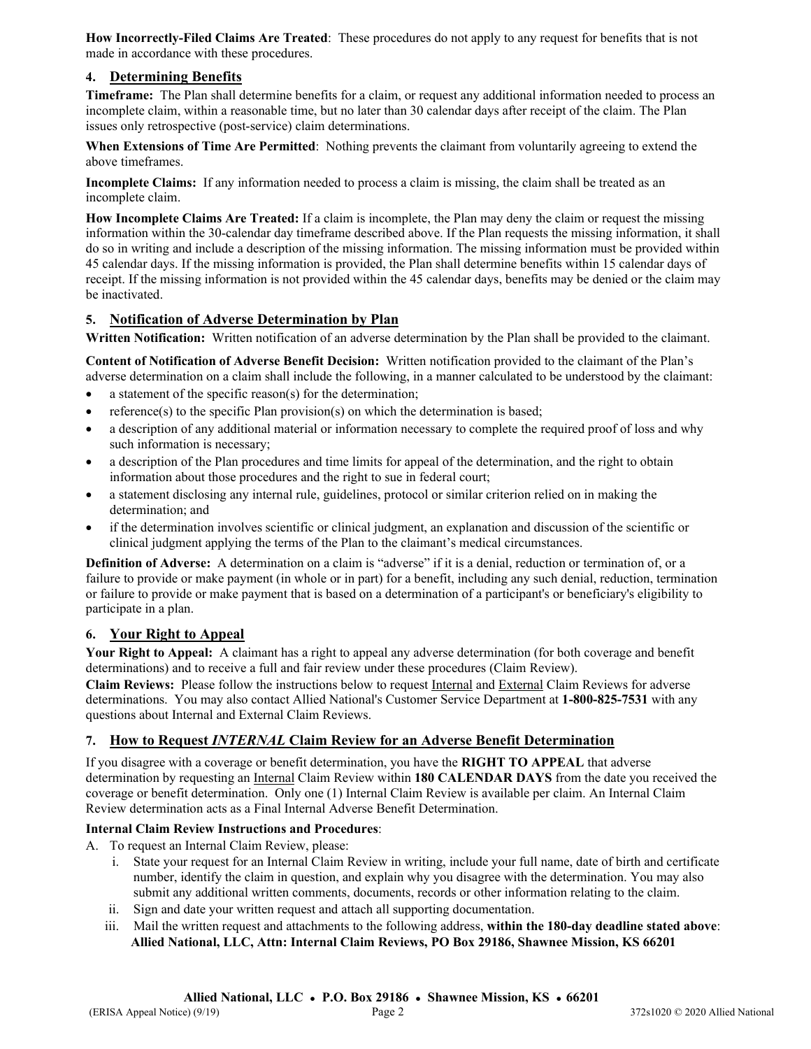**How Incorrectly-Filed Claims Are Treated**: These procedures do not apply to any request for benefits that is not made in accordance with these procedures.

## 4. Determining Benefits

**Timeframe:** The Plan shall determine benefits for a claim, or request any additional information needed to process an incomplete claim, within a reasonable time, but no later than 30 calendar days after receipt of the claim. The Plan issues only retrospective (post-service) claim determinations.

**When Extensions of Time Are Permitted**: Nothing prevents the claimant from voluntarily agreeing to extend the above timeframes.

**Incomplete Claims:** If any information needed to process a claim is missing, the claim shall be treated as an incomplete claim.

**How Incomplete Claims Are Treated:** If a claim is incomplete, the Plan may deny the claim or request the missing information within the 30-calendar day timeframe described above. If the Plan requests the missing information, it shall do so in writing and include a description of the missing information. The missing information must be provided within 45 calendar days. If the missing information is provided, the Plan shall determine benefits within 15 calendar days of receipt. If the missing information is not provided within the 45 calendar days, benefits may be denied or the claim may be inactivated.

## 5. Notification of Adverse Determination by Plan

**Written Notification:** Written notification of an adverse determination by the Plan shall be provided to the claimant.

**Content of Notification of Adverse Benefit Decision:** Written notification provided to the claimant of the Plan's adverse determination on a claim shall include the following, in a manner calculated to be understood by the claimant:

- a statement of the specific reason(s) for the determination;
- reference(s) to the specific Plan provision(s) on which the determination is based;
- a description of any additional material or information necessary to complete the required proof of loss and why such information is necessary;
- a description of the Plan procedures and time limits for appeal of the determination, and the right to obtain information about those procedures and the right to sue in federal court;
- a statement disclosing any internal rule, guidelines, protocol or similar criterion relied on in making the determination; and
- if the determination involves scientific or clinical judgment, an explanation and discussion of the scientific or clinical judgment applying the terms of the Plan to the claimant's medical circumstances.

**Definition of Adverse:** A determination on a claim is "adverse" if it is a denial, reduction or termination of, or a failure to provide or make payment (in whole or in part) for a benefit, including any such denial, reduction, termination or failure to provide or make payment that is based on a determination of a participant's or beneficiary's eligibility to participate in a plan.

## 6. Your Right to Appeal

**Your Right to Appeal:** A claimant has a right to appeal any adverse determination (for both coverage and benefit determinations) and to receive a full and fair review under these procedures (Claim Review).

**Claim Reviews:** Please follow the instructions below to request Internal and External Claim Reviews for adverse determinations. You may also contact Allied National's Customer Service Department at **1-800-825-7531** with any questions about Internal and External Claim Reviews.

## 7. How to Request *INTERNAL* Claim Review for an Adverse Benefit Determination

If you disagree with a coverage or benefit determination, you have the **RIGHT TO APPEAL** that adverse determination by requesting an Internal Claim Review within **180 CALENDAR DAYS** from the date you received the coverage or benefit determination. Only one (1) Internal Claim Review is available per claim. An Internal Claim Review determination acts as a Final Internal Adverse Benefit Determination.

**Internal Claim Review Instructions and Procedures**:

A. To request an Internal Claim Review, please:

   i. State your request for an Internal Claim Review in writing, include your full name, date of birth and certificate number, identify the claim in question, and explain why you disagree with the determination. You may also submit any additional written comments, documents, records or other information relating to the claim.

   ii. Sign and date your written request and attach all supporting documentation.

   iii. Mail the written request and attachments to the following address, **within the 180-day deadline stated above**: **Allied National, LLC, Attn: Internal Claim Reviews, PO Box 29186, Shawnee Mission, KS 66201**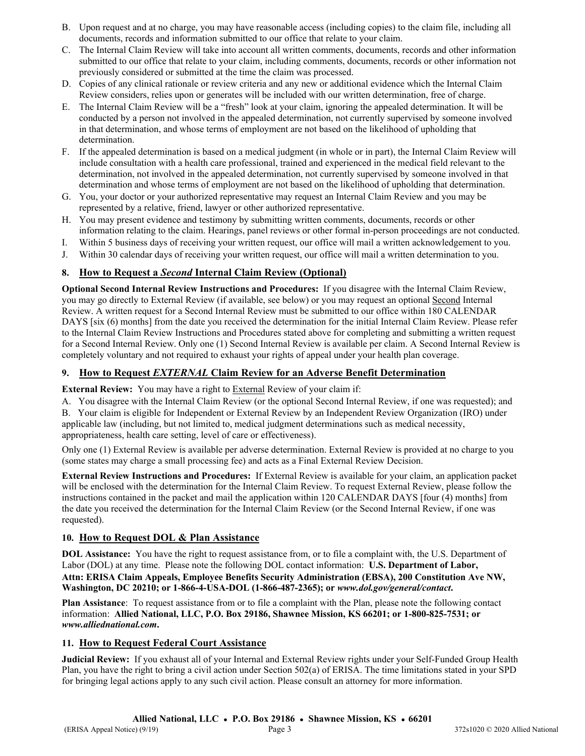B. Upon request and at no charge, you may have reasonable access (including copies) to the claim file, including all documents, records and information submitted to our office that relate to your claim.

C. The Internal Claim Review will take into account all written comments, documents, records and other information submitted to our office that relate to your claim, including comments, documents, records or other information not previously considered or submitted at the time the claim was processed.

D. Copies of any clinical rationale or review criteria and any new or additional evidence which the Internal Claim Review considers, relies upon or generates will be included with our written determination, free of charge.

E. The Internal Claim Review will be a "fresh" look at your claim, ignoring the appealed determination. It will be conducted by a person not involved in the appealed determination, not currently supervised by someone involved in that determination, and whose terms of employment are not based on the likelihood of upholding that determination.

F. If the appealed determination is based on a medical judgment (in whole or in part), the Internal Claim Review will include consultation with a health care professional, trained and experienced in the medical field relevant to the determination, not involved in the appealed determination, not currently supervised by someone involved in that determination and whose terms of employment are not based on the likelihood of upholding that determination.

G. You, your doctor or your authorized representative may request an Internal Claim Review and you may be represented by a relative, friend, lawyer or other authorized representative.

H. You may present evidence and testimony by submitting written comments, documents, records or other information relating to the claim. Hearings, panel reviews or other formal in-person proceedings are not conducted.

I. Within 5 business days of receiving your written request, our office will mail a written acknowledgement to you.

J. Within 30 calendar days of receiving your written request, our office will mail a written determination to you.

## 8. How to Request a *Second* Internal Claim Review (Optional)

**Optional Second Internal Review Instructions and Procedures:** If you disagree with the Internal Claim Review, you may go directly to External Review (if available, see below) or you may request an optional Second Internal Review. A written request for a Second Internal Review must be submitted to our office within 180 CALENDAR DAYS [six (6) months] from the date you received the determination for the initial Internal Claim Review. Please refer to the Internal Claim Review Instructions and Procedures stated above for completing and submitting a written request for a Second Internal Review. Only one (1) Second Internal Review is available per claim. A Second Internal Review is completely voluntary and not required to exhaust your rights of appeal under your health plan coverage.

## 9. How to Request *EXTERNAL* Claim Review for an Adverse Benefit Determination

**External Review:** You may have a right to External Review of your claim if:

A. You disagree with the Internal Claim Review (or the optional Second Internal Review, if one was requested); and

B. Your claim is eligible for Independent or External Review by an Independent Review Organization (IRO) under applicable law (including, but not limited to, medical judgment determinations such as medical necessity, appropriateness, health care setting, level of care or effectiveness).

Only one (1) External Review is available per adverse determination. External Review is provided at no charge to you (some states may charge a small processing fee) and acts as a Final External Review Decision.

**External Review Instructions and Procedures:** If External Review is available for your claim, an application packet will be enclosed with the determination for the Internal Claim Review. To request External Review, please follow the instructions contained in the packet and mail the application within 120 CALENDAR DAYS [four (4) months] from the date you received the determination for the Internal Claim Review (or the Second Internal Review, if one was requested).

## 10. How to Request DOL & Plan Assistance

**DOL Assistance:** You have the right to request assistance from, or to file a complaint with, the U.S. Department of Labor (DOL) at any time. Please note the following DOL contact information: **U.S. Department of Labor, Attn: ERISA Claim Appeals, Employee Benefits Security Administration (EBSA), 200 Constitution Ave NW, Washington, DC 20210; or 1-866-4-USA-DOL (1-866-487-2365); or *www.dol.gov/general/contact*.**

**Plan Assistance**: To request assistance from or to file a complaint with the Plan, please note the following contact information: **Allied National, LLC, P.O. Box 29186, Shawnee Mission, KS 66201; or 1-800-825-7531; or *www.alliednational.com*.**

## 11. How to Request Federal Court Assistance

**Judicial Review:** If you exhaust all of your Internal and External Review rights under your Self-Funded Group Health Plan, you have the right to bring a civil action under Section 502(a) of ERISA. The time limitations stated in your SPD for bringing legal actions apply to any such civil action. Please consult an attorney for more information.